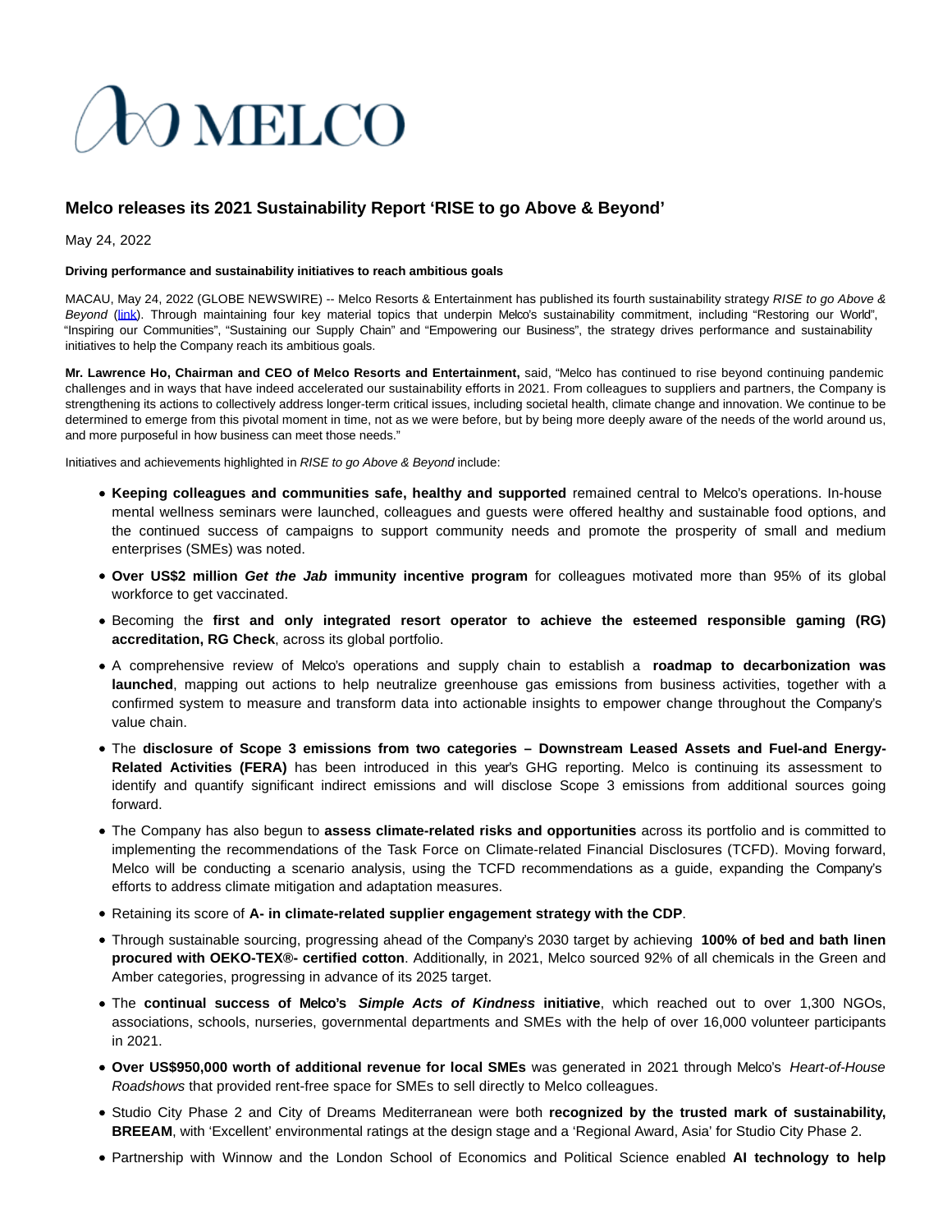# Melco releases its 2021 Sustainability Report 'RISE to go Above & Beyond'

May 24, 2022

**Driving performance and sustainability initiatives to reach ambitious goals**

MACAU, May 24, 2022 (GLOBE NEWSWIRE) -- Melco Resorts & Entertainment has published its fourth sustainability strategy *RISE to go Above & Beyond* (link). Through maintaining four key material topics that underpin Melco's sustainability commitment, including "Restoring our World", "Inspiring our Communities", "Sustaining our Supply Chain" and "Empowering our Business", the strategy drives performance and sustainability initiatives to help the Company reach its ambitious goals.

**Mr. Lawrence Ho, Chairman and CEO of Melco Resorts and Entertainment,** said, "Melco has continued to rise beyond continuing pandemic challenges and in ways that have indeed accelerated our sustainability efforts in 2021. From colleagues to suppliers and partners, the Company is strengthening its actions to collectively address longer-term critical issues, including societal health, climate change and innovation. We continue to be determined to emerge from this pivotal moment in time, not as we were before, but by being more deeply aware of the needs of the world around us, and more purposeful in how business can meet those needs."

Initiatives and achievements highlighted in *RISE to go Above & Beyond* include:

- **Keeping colleagues and communities safe, healthy and supported** remained central to Melco's operations. In-house mental wellness seminars were launched, colleagues and guests were offered healthy and sustainable food options, and the continued success of campaigns to support community needs and promote the prosperity of small and medium enterprises (SMEs) was noted.
- **Over US$2 million *Get the Jab* immunity incentive program** for colleagues motivated more than 95% of its global workforce to get vaccinated.
- Becoming the **first and only integrated resort operator to achieve the esteemed responsible gaming (RG) accreditation, RG Check**, across its global portfolio.
- A comprehensive review of Melco's operations and supply chain to establish a **roadmap to decarbonization was launched**, mapping out actions to help neutralize greenhouse gas emissions from business activities, together with a confirmed system to measure and transform data into actionable insights to empower change throughout the Company's value chain.
- The **disclosure of Scope 3 emissions from two categories – Downstream Leased Assets and Fuel-and Energy-Related Activities (FERA)** has been introduced in this year's GHG reporting. Melco is continuing its assessment to identify and quantify significant indirect emissions and will disclose Scope 3 emissions from additional sources going forward.
- The Company has also begun to **assess climate-related risks and opportunities** across its portfolio and is committed to implementing the recommendations of the Task Force on Climate-related Financial Disclosures (TCFD). Moving forward, Melco will be conducting a scenario analysis, using the TCFD recommendations as a guide, expanding the Company's efforts to address climate mitigation and adaptation measures.
- Retaining its score of **A- in climate-related supplier engagement strategy with the CDP**.
- Through sustainable sourcing, progressing ahead of the Company's 2030 target by achieving **100% of bed and bath linen procured with OEKO-TEX®- certified cotton**. Additionally, in 2021, Melco sourced 92% of all chemicals in the Green and Amber categories, progressing in advance of its 2025 target.
- The **continual success of Melco's *Simple Acts of Kindness* initiative**, which reached out to over 1,300 NGOs, associations, schools, nurseries, governmental departments and SMEs with the help of over 16,000 volunteer participants in 2021.
- **Over US$950,000 worth of additional revenue for local SMEs** was generated in 2021 through Melco's *Heart-of-House Roadshows* that provided rent-free space for SMEs to sell directly to Melco colleagues.
- Studio City Phase 2 and City of Dreams Mediterranean were both **recognized by the trusted mark of sustainability, BREEAM**, with 'Excellent' environmental ratings at the design stage and a 'Regional Award, Asia' for Studio City Phase 2.
- Partnership with Winnow and the London School of Economics and Political Science enabled **AI technology to help**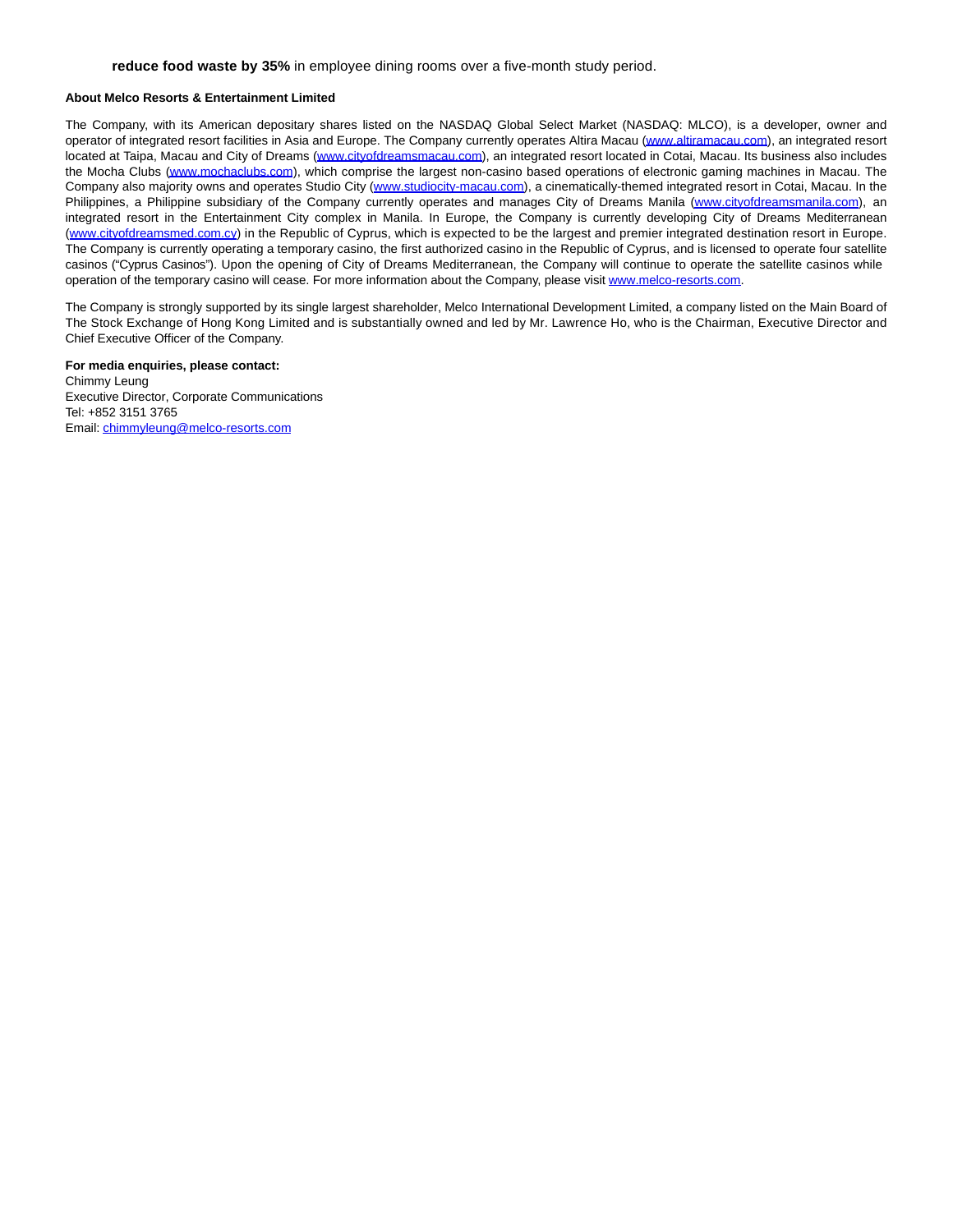**reduce food waste by 35%** in employee dining rooms over a five-month study period.

**About Melco Resorts & Entertainment Limited**

The Company, with its American depositary shares listed on the NASDAQ Global Select Market (NASDAQ: MLCO), is a developer, owner and operator of integrated resort facilities in Asia and Europe. The Company currently operates Altira Macau (www.altiramacau.com), an integrated resort located at Taipa, Macau and City of Dreams (www.cityofdreamsmacau.com), an integrated resort located in Cotai, Macau. Its business also includes the Mocha Clubs (www.mochaclubs.com), which comprise the largest non-casino based operations of electronic gaming machines in Macau. The Company also majority owns and operates Studio City (www.studiocity-macau.com), a cinematically-themed integrated resort in Cotai, Macau. In the Philippines, a Philippine subsidiary of the Company currently operates and manages City of Dreams Manila (www.cityofdreamsmanila.com), an integrated resort in the Entertainment City complex in Manila. In Europe, the Company is currently developing City of Dreams Mediterranean (www.cityofdreamsmed.com.cy) in the Republic of Cyprus, which is expected to be the largest and premier integrated destination resort in Europe. The Company is currently operating a temporary casino, the first authorized casino in the Republic of Cyprus, and is licensed to operate four satellite casinos ("Cyprus Casinos"). Upon the opening of City of Dreams Mediterranean, the Company will continue to operate the satellite casinos while operation of the temporary casino will cease. For more information about the Company, please visit www.melco-resorts.com.

The Company is strongly supported by its single largest shareholder, Melco International Development Limited, a company listed on the Main Board of The Stock Exchange of Hong Kong Limited and is substantially owned and led by Mr. Lawrence Ho, who is the Chairman, Executive Director and Chief Executive Officer of the Company.

**For media enquiries, please contact:**
Chimmy Leung
Executive Director, Corporate Communications
Tel: +852 3151 3765
Email: chimmyleung@melco-resorts.com